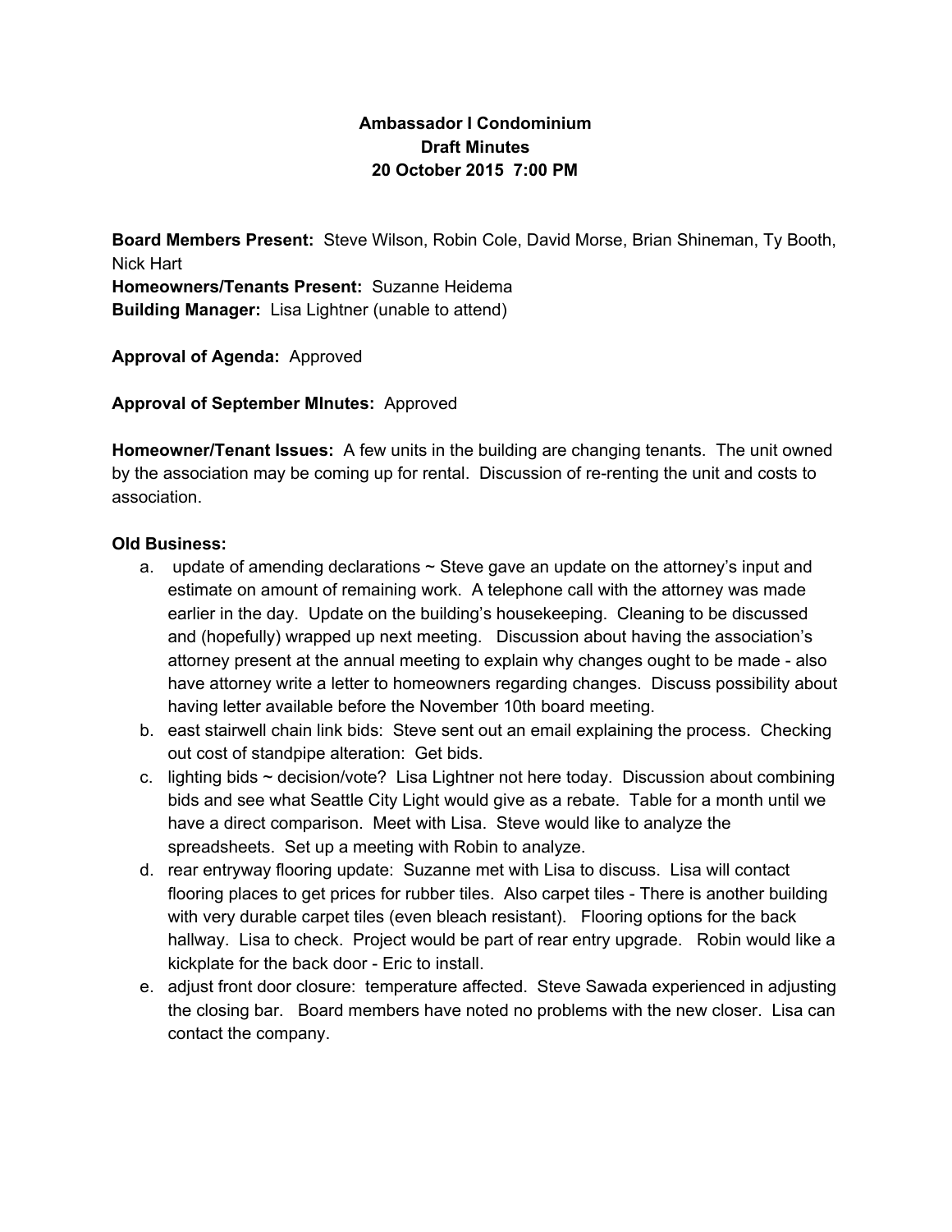**Ambassador I Condominium**
**Draft Minutes**
**20 October 2015 7:00 PM**

**Board Members Present:** Steve Wilson, Robin Cole, David Morse, Brian Shineman, Ty Booth, Nick Hart
**Homeowners/Tenants Present:** Suzanne Heidema
**Building Manager:** Lisa Lightner (unable to attend)

**Approval of Agenda:** Approved

**Approval of September MInutes:** Approved

**Homeowner/Tenant Issues:** A few units in the building are changing tenants. The unit owned by the association may be coming up for rental. Discussion of re-renting the unit and costs to association.

**Old Business:**

a. update of amending declarations ~ Steve gave an update on the attorney's input and estimate on amount of remaining work. A telephone call with the attorney was made earlier in the day. Update on the building's housekeeping. Cleaning to be discussed and (hopefully) wrapped up next meeting. Discussion about having the association's attorney present at the annual meeting to explain why changes ought to be made - also have attorney write a letter to homeowners regarding changes. Discuss possibility about having letter available before the November 10th board meeting.

b. east stairwell chain link bids: Steve sent out an email explaining the process. Checking out cost of standpipe alteration: Get bids.

c. lighting bids ~ decision/vote? Lisa Lightner not here today. Discussion about combining bids and see what Seattle City Light would give as a rebate. Table for a month until we have a direct comparison. Meet with Lisa. Steve would like to analyze the spreadsheets. Set up a meeting with Robin to analyze.

d. rear entryway flooring update: Suzanne met with Lisa to discuss. Lisa will contact flooring places to get prices for rubber tiles. Also carpet tiles - There is another building with very durable carpet tiles (even bleach resistant). Flooring options for the back hallway. Lisa to check. Project would be part of rear entry upgrade. Robin would like a kickplate for the back door - Eric to install.

e. adjust front door closure: temperature affected. Steve Sawada experienced in adjusting the closing bar. Board members have noted no problems with the new closer. Lisa can contact the company.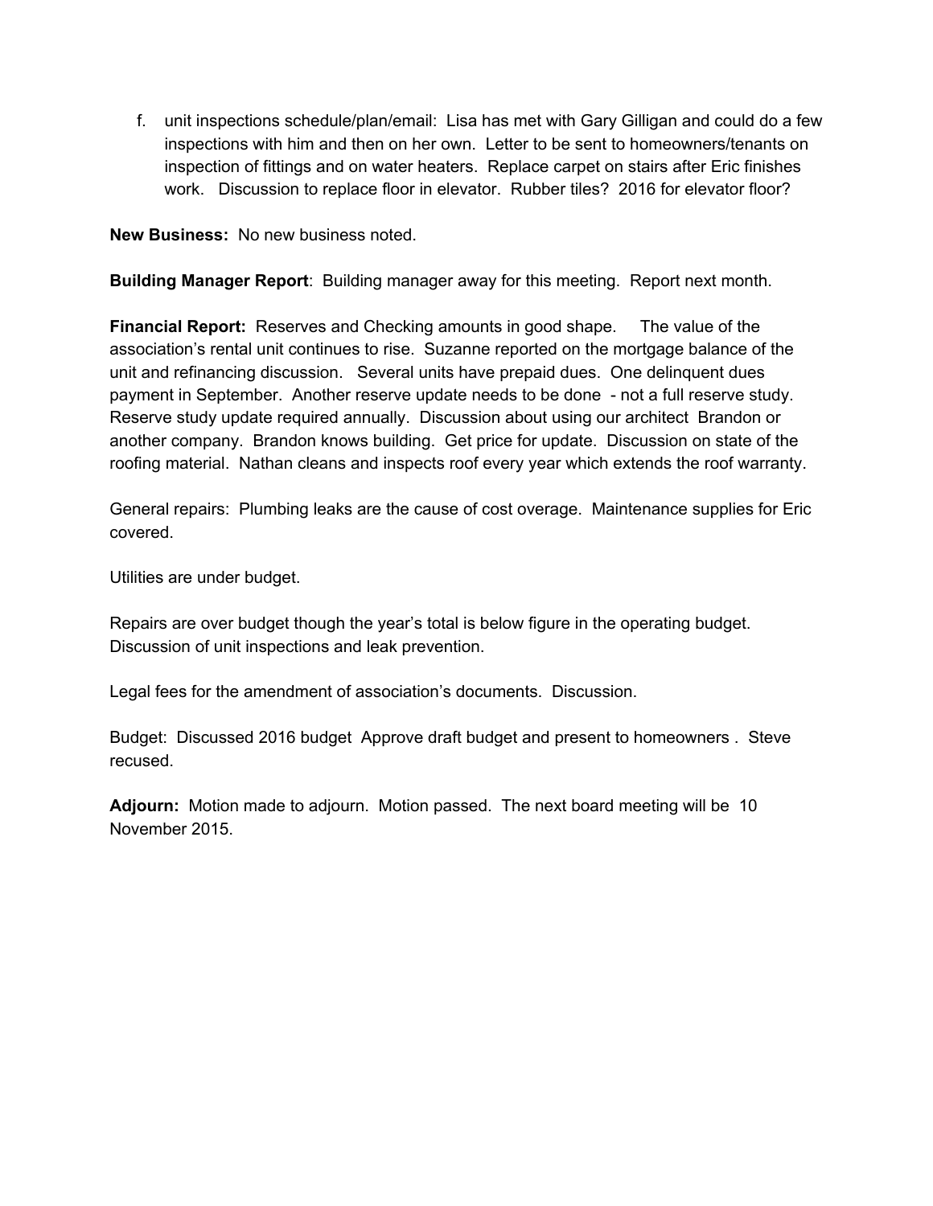f. unit inspections schedule/plan/email: Lisa has met with Gary Gilligan and could do a few inspections with him and then on her own. Letter to be sent to homeowners/tenants on inspection of fittings and on water heaters. Replace carpet on stairs after Eric finishes work. Discussion to replace floor in elevator. Rubber tiles? 2016 for elevator floor?

**New Business:** No new business noted.

**Building Manager Report**: Building manager away for this meeting. Report next month.

**Financial Report:** Reserves and Checking amounts in good shape. The value of the association's rental unit continues to rise. Suzanne reported on the mortgage balance of the unit and refinancing discussion. Several units have prepaid dues. One delinquent dues payment in September. Another reserve update needs to be done - not a full reserve study. Reserve study update required annually. Discussion about using our architect Brandon or another company. Brandon knows building. Get price for update. Discussion on state of the roofing material. Nathan cleans and inspects roof every year which extends the roof warranty.

General repairs: Plumbing leaks are the cause of cost overage. Maintenance supplies for Eric covered.

Utilities are under budget.

Repairs are over budget though the year's total is below figure in the operating budget. Discussion of unit inspections and leak prevention.

Legal fees for the amendment of association's documents. Discussion.

Budget: Discussed 2016 budget Approve draft budget and present to homeowners . Steve recused.

**Adjourn:** Motion made to adjourn. Motion passed. The next board meeting will be 10 November 2015.